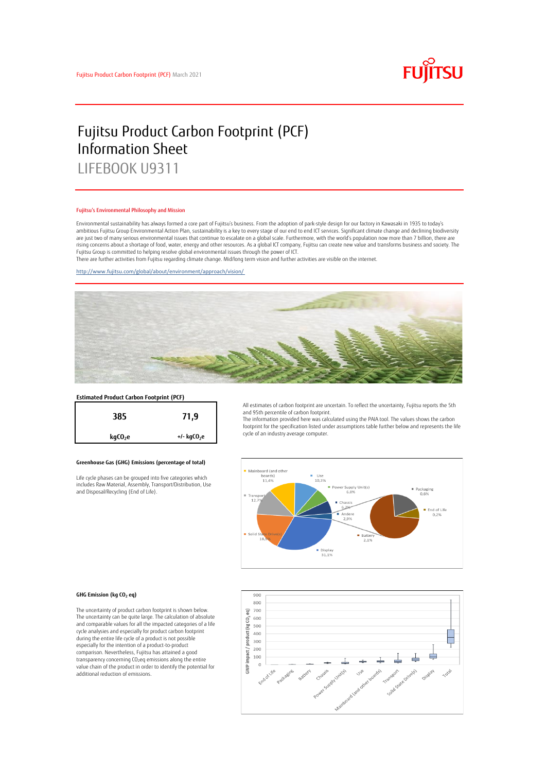Fujitsu Product Carbon Footprint (PCF) March 2021

# Fujitsu Product Carbon Footprint (PCF) Information Sheet

## LIFEBOOK U9311

### Fujitsu's Environmental Philosophy and Mission

Environmental sustainability has always formed a core part of Fujitsu's business. From the adoption of park-style design for our factory in Kawasaki in 1935 to today's ambitious Fujitsu Group Environmental Action Plan, sustainability is a key to every stage of our end to end ICT services. Significant climate change and declining biodiversity are just two of many serious environmental issues that continue to escalate on a global scale. Furthermore, with the world's population now more than 7 billion, there are rising concerns about a shortage of food, water, energy and other resources. As a global ICT company, Fujitsu can create new value and transforms business and society. The Fujitsu Group is committed to helping resolve global environmental issues through the power of ICT.
There are further activities from Fujitsu regarding climate change. Mid/long term vision and further activities are visible on the internet.

http://www.fujitsu.com/global/about/environment/approach/vision/

### Estimated Product Carbon Footprint (PCF)

| 385 | 71,9 |
|---|---|
| $kgCO_2e$ | +/- $kgCO_2e$ |

All estimates of carbon footprint are uncertain. To reflect the uncertainty, Fujitsu reports the 5th and 95th percentile of carbon footprint.
The information provided here was calculated using the PAIA tool. The values shows the carbon footprint for the specification listed under assumptions table further below and represents the life cycle of an industry average computer.

### Greenhouse Gas (GHG) Emissions (percentage of total)

Life cycle phases can be grouped into five categories which includes Raw Material, Assembly, Transport/Distribution, Use and Disposal/Recycling (End of Life).

Mainboard (and other boards) 11,4%; Use 10,3%; Power Supply Unit(s) 6,8%; Packaging 0,6%; Transport 12,7%; Chassis 6,2%; Andere 2,9%; End of Life 0,2%; Solid State Drive(s) 18,5%; Battery 2,1%; Display 31,1%

### GHG Emission (kg $CO_2$ eq)

The uncertainty of product carbon footprint is shown below. The uncertainty can be quite large. The calculation of absolute and comparable values for all the impacted categories of a life cycle analysies and especially for product carbon footprint during the entire life cycle of a product is not possible especially for the intention of a product-to-product comparison. Nevertheless, Fujitsu has attained a good transparency concerning $CO_2$eq emissions along the entire value chain of the product in order to identify the potential for additional reduction of emissions.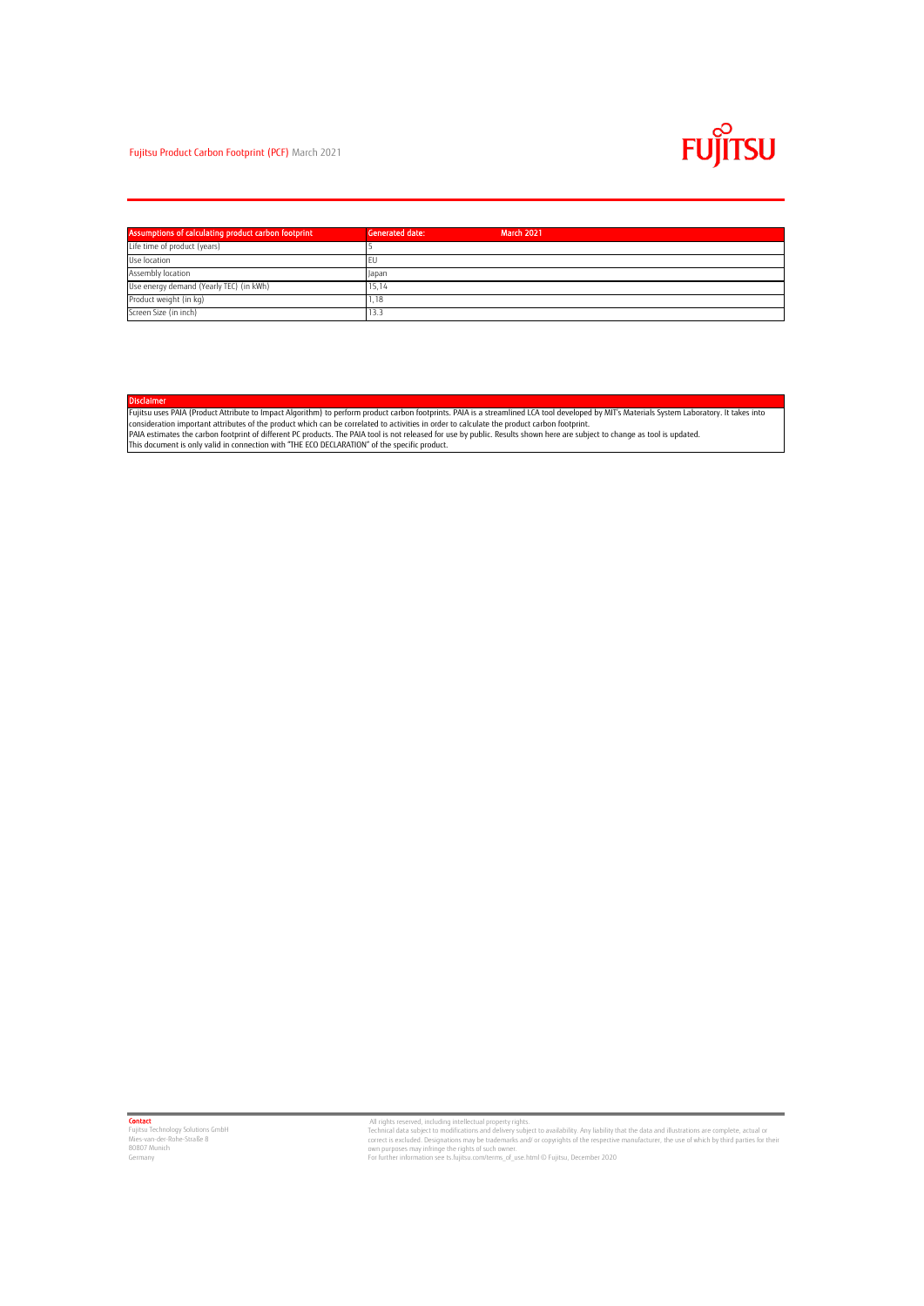Fujitsu Product Carbon Footprint (PCF) March 2021

| Assumptions of calculating product carbon footprint | Generated date: March 2021 |
| --- | --- |
| Life time of product (years) | 5 |
| Use location | EU |
| Assembly location | Japan |
| Use energy demand (Yearly TEC) (in kWh) | 15,14 |
| Product weight (in kg) | 1,18 |
| Screen Size (in inch) | 13.3 |

**Disclaimer**

Fujitsu uses PAIA (Product Attribute to Impact Algorithm) to perform product carbon footprints. PAIA is a streamlined LCA tool developed by MIT's Materials System Laboratory. It takes into consideration important attributes of the product which can be correlated to activities in order to calculate the product carbon footprint.
PAIA estimates the carbon footprint of different PC products. The PAIA tool is not released for use by public. Results shown here are subject to change as tool is updated.
This document is only valid in connection with "THE ECO DECLARATION" of the specific product.

**Contact**
Fujitsu Technology Solutions GmbH
Mies-van-der-Rohe-Straße 8
80807 Munich
Germany

All rights reserved, including intellectual property rights.
Technical data subject to modifications and delivery subject to availability. Any liability that the data and illustrations are complete, actual or correct is excluded. Designations may be trademarks and/ or copyrights of the respective manufacturer, the use of which by third parties for their own purposes may infringe the rights of such owner.
For further information see ts.fujitsu.com/terms_of_use.html © Fujitsu, December 2020